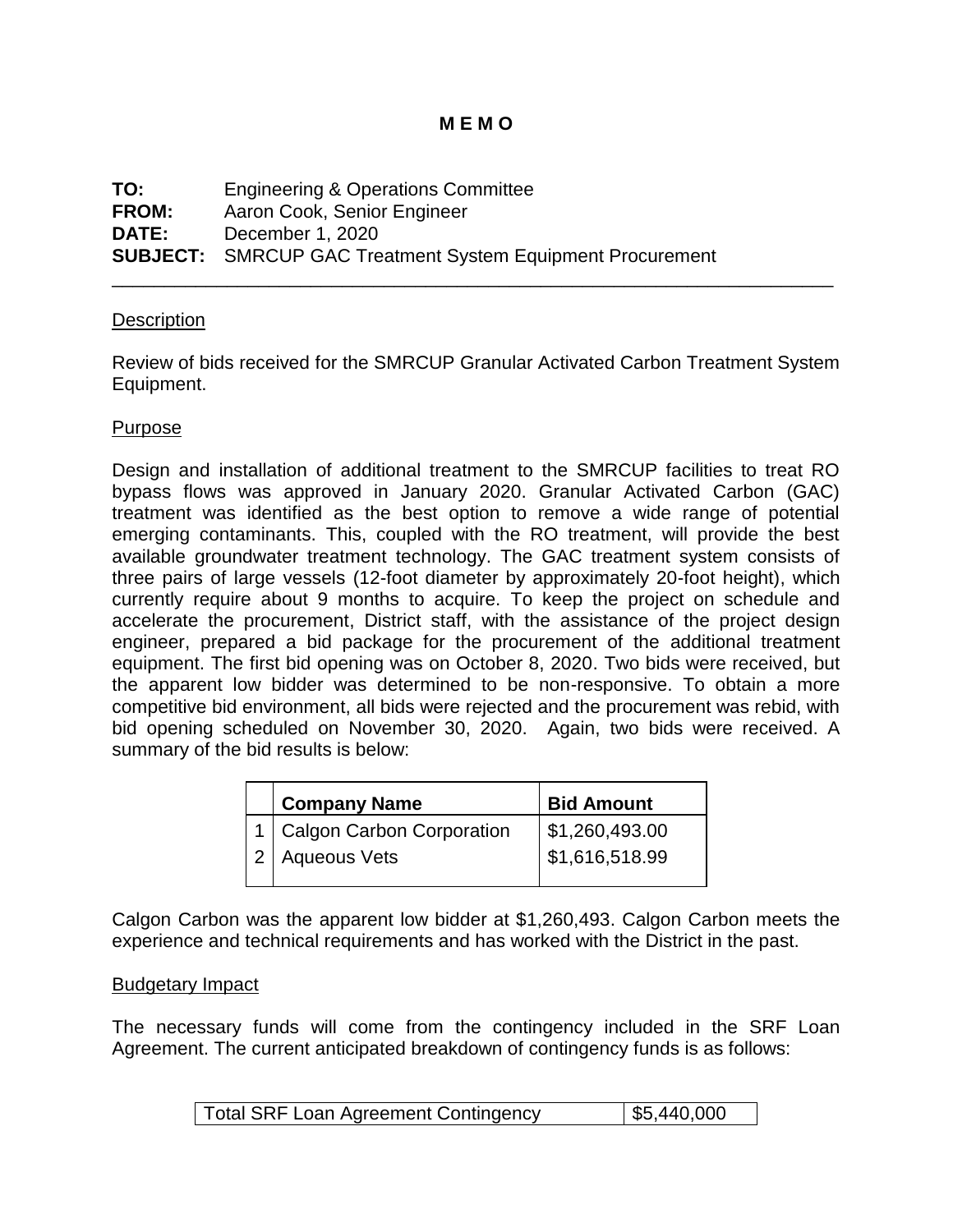# M E M O

**TO:** Engineering & Operations Committee
**FROM:** Aaron Cook, Senior Engineer
**DATE:** December 1, 2020
**SUBJECT:** SMRCUP GAC Treatment System Equipment Procurement

---

## Description

Review of bids received for the SMRCUP Granular Activated Carbon Treatment System Equipment.

## Purpose

Design and installation of additional treatment to the SMRCUP facilities to treat RO bypass flows was approved in January 2020. Granular Activated Carbon (GAC) treatment was identified as the best option to remove a wide range of potential emerging contaminants. This, coupled with the RO treatment, will provide the best available groundwater treatment technology. The GAC treatment system consists of three pairs of large vessels (12-foot diameter by approximately 20-foot height), which currently require about 9 months to acquire. To keep the project on schedule and accelerate the procurement, District staff, with the assistance of the project design engineer, prepared a bid package for the procurement of the additional treatment equipment. The first bid opening was on October 8, 2020. Two bids were received, but the apparent low bidder was determined to be non-responsive. To obtain a more competitive bid environment, all bids were rejected and the procurement was rebid, with bid opening scheduled on November 30, 2020. Again, two bids were received. A summary of the bid results is below:

| | Company Name | Bid Amount |
|---|---|---|
| 1 | Calgon Carbon Corporation | $1,260,493.00 |
| 2 | Aqueous Vets | $1,616,518.99 |

Calgon Carbon was the apparent low bidder at $1,260,493. Calgon Carbon meets the experience and technical requirements and has worked with the District in the past.

## Budgetary Impact

The necessary funds will come from the contingency included in the SRF Loan Agreement. The current anticipated breakdown of contingency funds is as follows:

| Total SRF Loan Agreement Contingency | $5,440,000 |
|---|---|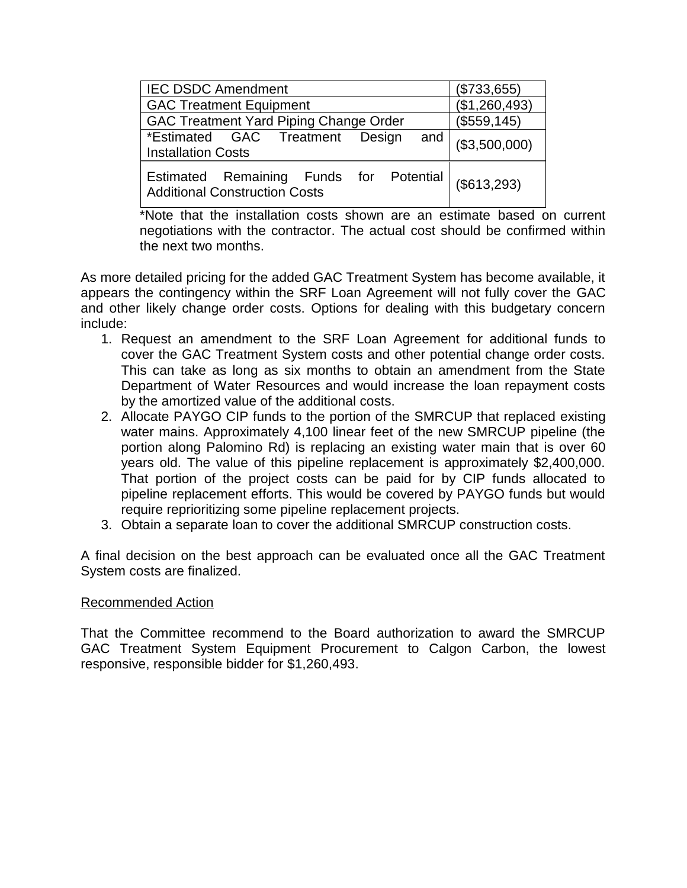| | |
|---|---|
| IEC DSDC Amendment | ($733,655) |
| GAC Treatment Equipment | ($1,260,493) |
| GAC Treatment Yard Piping Change Order | ($559,145) |
| *Estimated GAC Treatment Design and Installation Costs | ($3,500,000) |
| Estimated Remaining Funds for Potential Additional Construction Costs | ($613,293) |

*Note that the installation costs shown are an estimate based on current negotiations with the contractor. The actual cost should be confirmed within the next two months.

As more detailed pricing for the added GAC Treatment System has become available, it appears the contingency within the SRF Loan Agreement will not fully cover the GAC and other likely change order costs. Options for dealing with this budgetary concern include:

1. Request an amendment to the SRF Loan Agreement for additional funds to cover the GAC Treatment System costs and other potential change order costs. This can take as long as six months to obtain an amendment from the State Department of Water Resources and would increase the loan repayment costs by the amortized value of the additional costs.
2. Allocate PAYGO CIP funds to the portion of the SMRCUP that replaced existing water mains. Approximately 4,100 linear feet of the new SMRCUP pipeline (the portion along Palomino Rd) is replacing an existing water main that is over 60 years old. The value of this pipeline replacement is approximately $2,400,000. That portion of the project costs can be paid for by CIP funds allocated to pipeline replacement efforts. This would be covered by PAYGO funds but would require reprioritizing some pipeline replacement projects.
3. Obtain a separate loan to cover the additional SMRCUP construction costs.

A final decision on the best approach can be evaluated once all the GAC Treatment System costs are finalized.

<u>Recommended Action</u>

That the Committee recommend to the Board authorization to award the SMRCUP GAC Treatment System Equipment Procurement to Calgon Carbon, the lowest responsive, responsible bidder for $1,260,493.